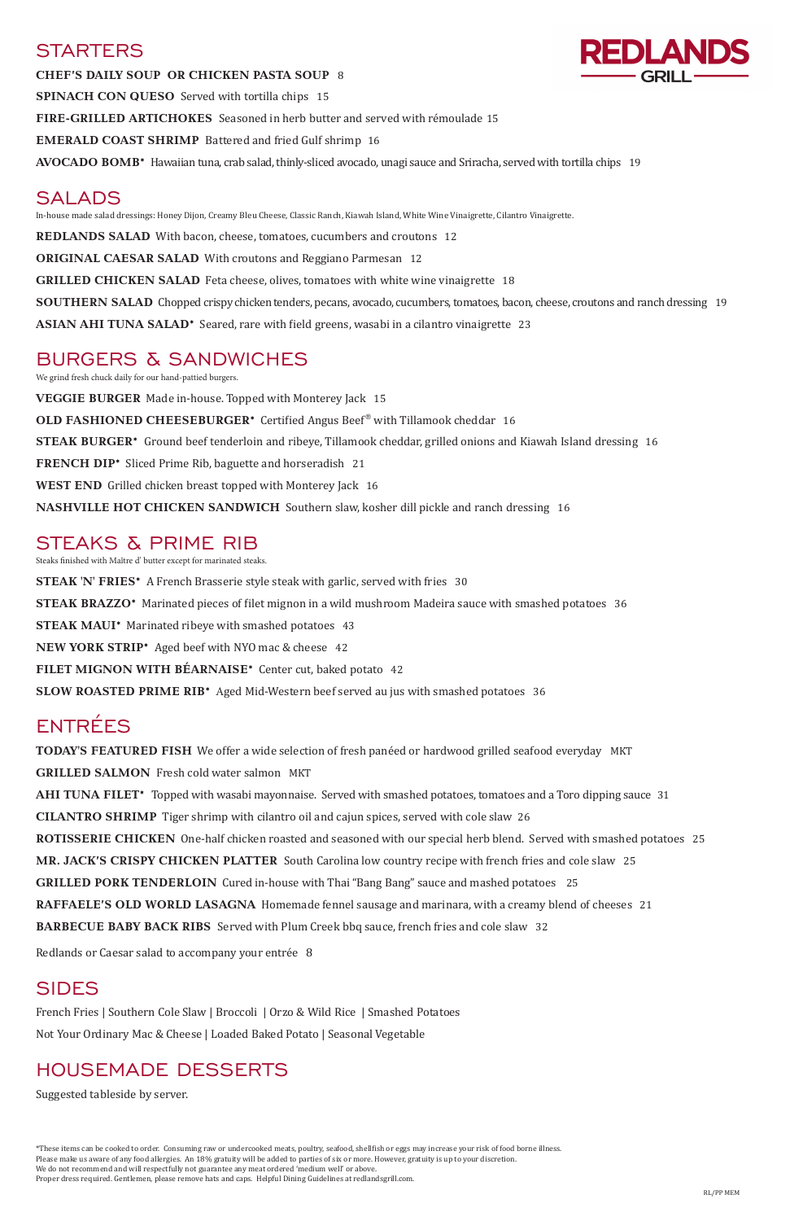# REDLANDS GRILL

## STARTERS

**CHEF'S DAILY SOUP OR CHICKEN PASTA SOUP** 8

**SPINACH CON QUESO** Served with tortilla chips 15

**FIRE-GRILLED ARTICHOKES** Seasoned in herb butter and served with rémoulade 15

**EMERALD COAST SHRIMP** Battered and fried Gulf shrimp 16

**AVOCADO BOMB*** Hawaiian tuna, crab salad, thinly-sliced avocado, unagi sauce and Sriracha, served with tortilla chips 19

## SALADS

In-house made salad dressings: Honey Dijon, Creamy Bleu Cheese, Classic Ranch, Kiawah Island, White Wine Vinaigrette, Cilantro Vinaigrette.

**REDLANDS SALAD** With bacon, cheese, tomatoes, cucumbers and croutons 12

**ORIGINAL CAESAR SALAD** With croutons and Reggiano Parmesan 12

**GRILLED CHICKEN SALAD** Feta cheese, olives, tomatoes with white wine vinaigrette 18

**SOUTHERN SALAD** Chopped crispy chicken tenders, pecans, avocado, cucumbers, tomatoes, bacon, cheese, croutons and ranch dressing 19

**ASIAN AHI TUNA SALAD*** Seared, rare with field greens, wasabi in a cilantro vinaigrette 23

## BURGERS & SANDWICHES

We grind fresh chuck daily for our hand-pattied burgers.

**VEGGIE BURGER** Made in-house. Topped with Monterey Jack 15

**OLD FASHIONED CHEESEBURGER*** Certified Angus Beef® with Tillamook cheddar 16

**STEAK BURGER*** Ground beef tenderloin and ribeye, Tillamook cheddar, grilled onions and Kiawah Island dressing 16

**FRENCH DIP*** Sliced Prime Rib, baguette and horseradish 21

**WEST END** Grilled chicken breast topped with Monterey Jack 16

**NASHVILLE HOT CHICKEN SANDWICH** Southern slaw, kosher dill pickle and ranch dressing 16

## STEAKS & PRIME RIB

Steaks finished with Maitre d' butter except for marinated steaks.

**STEAK 'N' FRIES*** A French Brasserie style steak with garlic, served with fries 30

**STEAK BRAZZO*** Marinated pieces of filet mignon in a wild mushroom Madeira sauce with smashed potatoes 36

**STEAK MAUI*** Marinated ribeye with smashed potatoes 43

**NEW YORK STRIP*** Aged beef with NYO mac & cheese 42

**FILET MIGNON WITH BÉARNAISE*** Center cut, baked potato 42

**SLOW ROASTED PRIME RIB*** Aged Mid-Western beef served au jus with smashed potatoes 36

## ENTRÉES

**TODAY'S FEATURED FISH** We offer a wide selection of fresh panéed or hardwood grilled seafood everyday MKT

**GRILLED SALMON** Fresh cold water salmon MKT

**AHI TUNA FILET*** Topped with wasabi mayonnaise. Served with smashed potatoes, tomatoes and a Toro dipping sauce 31

**CILANTRO SHRIMP** Tiger shrimp with cilantro oil and cajun spices, served with cole slaw 26

**ROTISSERIE CHICKEN** One-half chicken roasted and seasoned with our special herb blend. Served with smashed potatoes 25

**MR. JACK'S CRISPY CHICKEN PLATTER** South Carolina low country recipe with french fries and cole slaw 25

**GRILLED PORK TENDERLOIN** Cured in-house with Thai "Bang Bang" sauce and mashed potatoes 25

**RAFFAELE'S OLD WORLD LASAGNA** Homemade fennel sausage and marinara, with a creamy blend of cheeses 21

**BARBECUE BABY BACK RIBS** Served with Plum Creek bbq sauce, french fries and cole slaw 32

Redlands or Caesar salad to accompany your entrée 8

## SIDES

French Fries | Southern Cole Slaw | Broccoli | Orzo & Wild Rice | Smashed Potatoes

Not Your Ordinary Mac & Cheese | Loaded Baked Potato | Seasonal Vegetable

## HOUSEMADE DESSERTS

Suggested tableside by server.

*These items can be cooked to order. Consuming raw or undercooked meats, poultry, seafood, shellfish or eggs may increase your risk of food borne illness.
Please make us aware of any food allergies. An 18% gratuity will be added to parties of six or more. However, gratuity is up to your discretion.
We do not recommend and will respectfully not guarantee any meat ordered 'medium well' or above.
Proper dress required. Gentlemen, please remove hats and caps. Helpful Dining Guidelines at redlandsgrill.com.

RL/PP MEM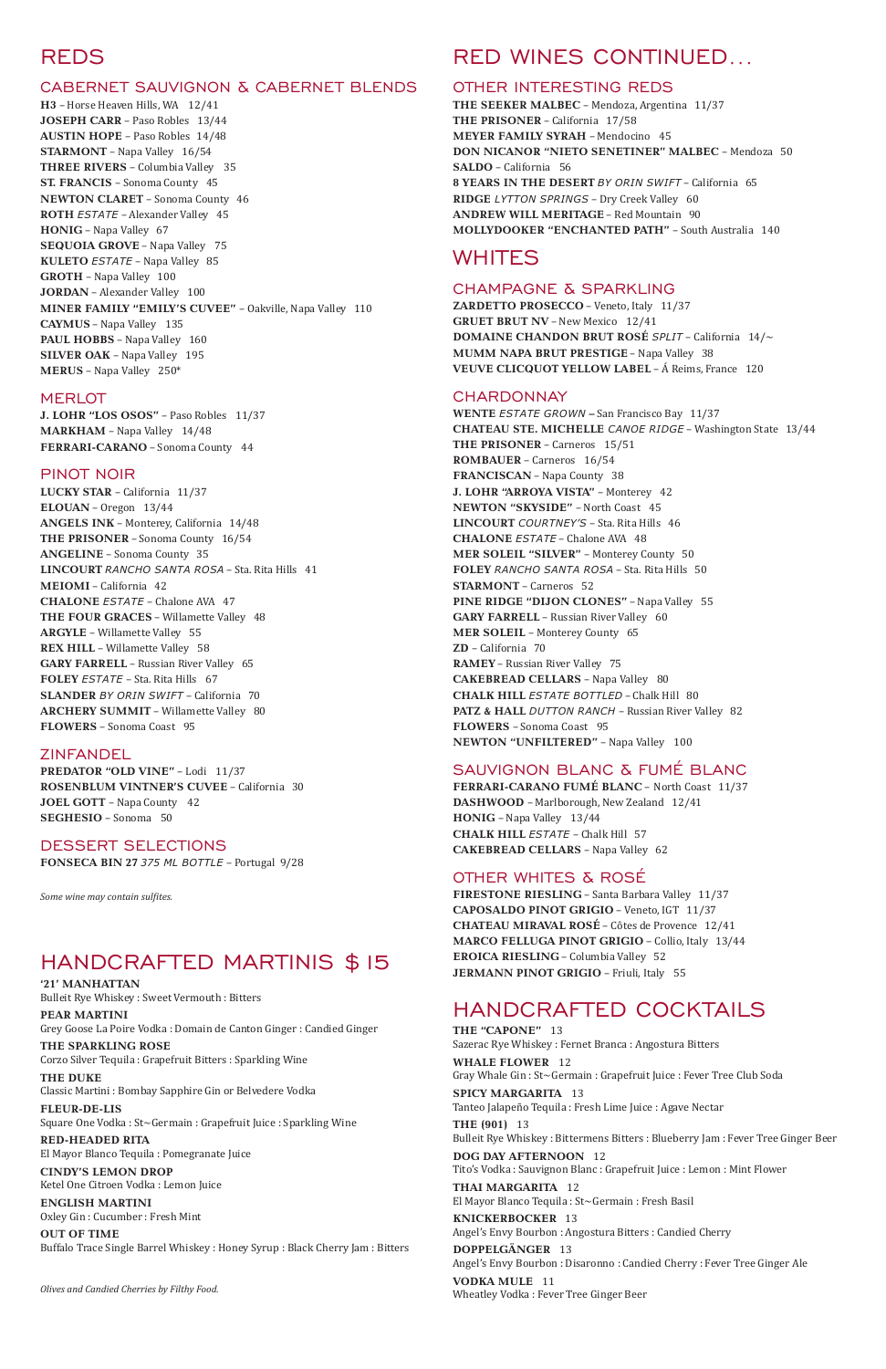# REDS

## CABERNET SAUVIGNON & CABERNET BLENDS

**H3** – Horse Heaven Hills, WA 12/41
**JOSEPH CARR** – Paso Robles 13/44
**AUSTIN HOPE** – Paso Robles 14/48
**STARMONT** – Napa Valley 16/54
**THREE RIVERS** – Columbia Valley 35
**ST. FRANCIS** – Sonoma County 45
**NEWTON CLARET** – Sonoma County 46
**ROTH** *ESTATE* – Alexander Valley 45
**HONIG** – Napa Valley 67
**SEQUOIA GROVE** – Napa Valley 75
**KULETO** *ESTATE* – Napa Valley 85
**GROTH** – Napa Valley 100
**JORDAN** – Alexander Valley 100
**MINER FAMILY "EMILY'S CUVEE"** – Oakville, Napa Valley 110
**CAYMUS** – Napa Valley 135
**PAUL HOBBS** – Napa Valley 160
**SILVER OAK** – Napa Valley 195
**MERUS** – Napa Valley 250*

## MERLOT

**J. LOHR "LOS OSOS"** – Paso Robles 11/37
**MARKHAM** – Napa Valley 14/48
**FERRARI-CARANO** – Sonoma County 44

## PINOT NOIR

**LUCKY STAR** – California 11/37
**ELOUAN** – Oregon 13/44
**ANGELS INK** – Monterey, California 14/48
**THE PRISONER** – Sonoma County 16/54
**ANGELINE** – Sonoma County 35
**LINCOURT** *RANCHO SANTA ROSA* – Sta. Rita Hills 41
**MEIOMI** – California 42
**CHALONE** *ESTATE* – Chalone AVA 47
**THE FOUR GRACES** – Willamette Valley 48
**ARGYLE** – Willamette Valley 55
**REX HILL** – Willamette Valley 58
**GARY FARRELL** – Russian River Valley 65
**FOLEY** *ESTATE* – Sta. Rita Hills 67
**SLANDER** *BY ORIN SWIFT* – California 70
**ARCHERY SUMMIT** – Willamette Valley 80
**FLOWERS** – Sonoma Coast 95

## ZINFANDEL

**PREDATOR "OLD VINE"** – Lodi 11/37
**ROSENBLUM VINTNER'S CUVEE** – California 30
**JOEL GOTT** – Napa County 42
**SEGHESIO** – Sonoma 50

## DESSERT SELECTIONS

**FONSECA BIN 27** *375 ML BOTTLE* – Portugal 9/28

*Some wine may contain sulfites.*

# RED WINES CONTINUED...

## OTHER INTERESTING REDS

**THE SEEKER MALBEC** – Mendoza, Argentina 11/37
**THE PRISONER** – California 17/58
**MEYER FAMILY SYRAH** – Mendocino 45
**DON NICANOR "NIETO SENETINER" MALBEC** – Mendoza 50
**SALDO** – California 56
**8 YEARS IN THE DESERT** *BY ORIN SWIFT* – California 65
**RIDGE** *LYTTON SPRINGS* – Dry Creek Valley 60
**ANDREW WILL MERITAGE** – Red Mountain 90
**MOLLYDOOKER "ENCHANTED PATH"** – South Australia 140

# WHITES

## CHAMPAGNE & SPARKLING

**ZARDETTO PROSECCO** – Veneto, Italy 11/37
**GRUET BRUT NV** – New Mexico 12/41
**DOMAINE CHANDON BRUT ROSÉ** *SPLIT* – California 14/~
**MUMM NAPA BRUT PRESTIGE** – Napa Valley 38
**VEUVE CLICQUOT YELLOW LABEL** – Á Reims, France 120

## CHARDONNAY

**WENTE** *ESTATE GROWN* – San Francisco Bay 11/37
**CHATEAU STE. MICHELLE** *CANOE RIDGE* – Washington State 13/44
**THE PRISONER** – Carneros 15/51
**ROMBAUER** – Carneros 16/54
**FRANCISCAN** – Napa County 38
**J. LOHR "ARROYA VISTA"** – Monterey 42
**NEWTON "SKYSIDE"** – North Coast 45
**LINCOURT** *COURTNEY'S* – Sta. Rita Hills 46
**CHALONE** *ESTATE* – Chalone AVA 48
**MER SOLEIL "SILVER"** – Monterey County 50
**FOLEY** *RANCHO SANTA ROSA* – Sta. Rita Hills 50
**STARMONT** – Carneros 52
**PINE RIDGE "DIJON CLONES"** – Napa Valley 55
**GARY FARRELL** – Russian River Valley 60
**MER SOLEIL** – Monterey County 65
**ZD** – California 70
**RAMEY** – Russian River Valley 75
**CAKEBREAD CELLARS** – Napa Valley 80
**CHALK HILL** *ESTATE BOTTLED* – Chalk Hill 80
**PATZ & HALL** *DUTTON RANCH* – Russian River Valley 82
**FLOWERS** – Sonoma Coast 95
**NEWTON "UNFILTERED"** – Napa Valley 100

## SAUVIGNON BLANC & FUMÉ BLANC

**FERRARI-CARANO FUMÉ BLANC** – North Coast 11/37
**DASHWOOD** – Marlborough, New Zealand 12/41
**HONIG** – Napa Valley 13/44
**CHALK HILL** *ESTATE* – Chalk Hill 57
**CAKEBREAD CELLARS** – Napa Valley 62

## OTHER WHITES & ROSÉ

**FIRESTONE RIESLING** – Santa Barbara Valley 11/37
**CAPOSALDO PINOT GRIGIO** – Veneto, IGT 11/37
**CHATEAU MIRAVAL ROSÉ** – Côtes de Provence 12/41
**MARCO FELLUGA PINOT GRIGIO** – Collio, Italy 13/44
**EROICA RIESLING** – Columbia Valley 52
**JERMANN PINOT GRIGIO** – Friuli, Italy 55

# HANDCRAFTED MARTINIS $15

**'21' MANHATTAN**
Bulleit Rye Whiskey : Sweet Vermouth : Bitters

**PEAR MARTINI**
Grey Goose La Poire Vodka : Domain de Canton Ginger : Candied Ginger

**THE SPARKLING ROSE**
Corzo Silver Tequila : Grapefruit Bitters : Sparkling Wine

**THE DUKE**
Classic Martini : Bombay Sapphire Gin or Belvedere Vodka

**FLEUR-DE-LIS**
Square One Vodka : St~Germain : Grapefruit Juice : Sparkling Wine

**RED-HEADED RITA**
El Mayor Blanco Tequila : Pomegranate Juice

**CINDY'S LEMON DROP**
Ketel One Citroen Vodka : Lemon Juice

**ENGLISH MARTINI**
Oxley Gin : Cucumber : Fresh Mint

**OUT OF TIME**
Buffalo Trace Single Barrel Whiskey : Honey Syrup : Black Cherry Jam : Bitters

*Olives and Candied Cherries by Filthy Food.*

# HANDCRAFTED COCKTAILS

**THE "CAPONE"** 13
Sazerac Rye Whiskey : Fernet Branca : Angostura Bitters

**WHALE FLOWER** 12
Gray Whale Gin : St~Germain : Grapefruit Juice : Fever Tree Club Soda

**SPICY MARGARITA** 13
Tanteo Jalapeño Tequila : Fresh Lime Juice : Agave Nectar

**THE (901)** 13
Bulleit Rye Whiskey : Bittermens Bitters : Blueberry Jam : Fever Tree Ginger Beer

**DOG DAY AFTERNOON** 12
Tito's Vodka : Sauvignon Blanc : Grapefruit Juice : Lemon : Mint Flower

**THAI MARGARITA** 12
El Mayor Blanco Tequila : St~Germain : Fresh Basil

**KNICKERBOCKER** 13
Angel's Envy Bourbon : Angostura Bitters : Candied Cherry

**DOPPELGÄNGER** 13
Angel's Envy Bourbon : Disaronno : Candied Cherry : Fever Tree Ginger Ale

**VODKA MULE** 11
Wheatley Vodka : Fever Tree Ginger Beer